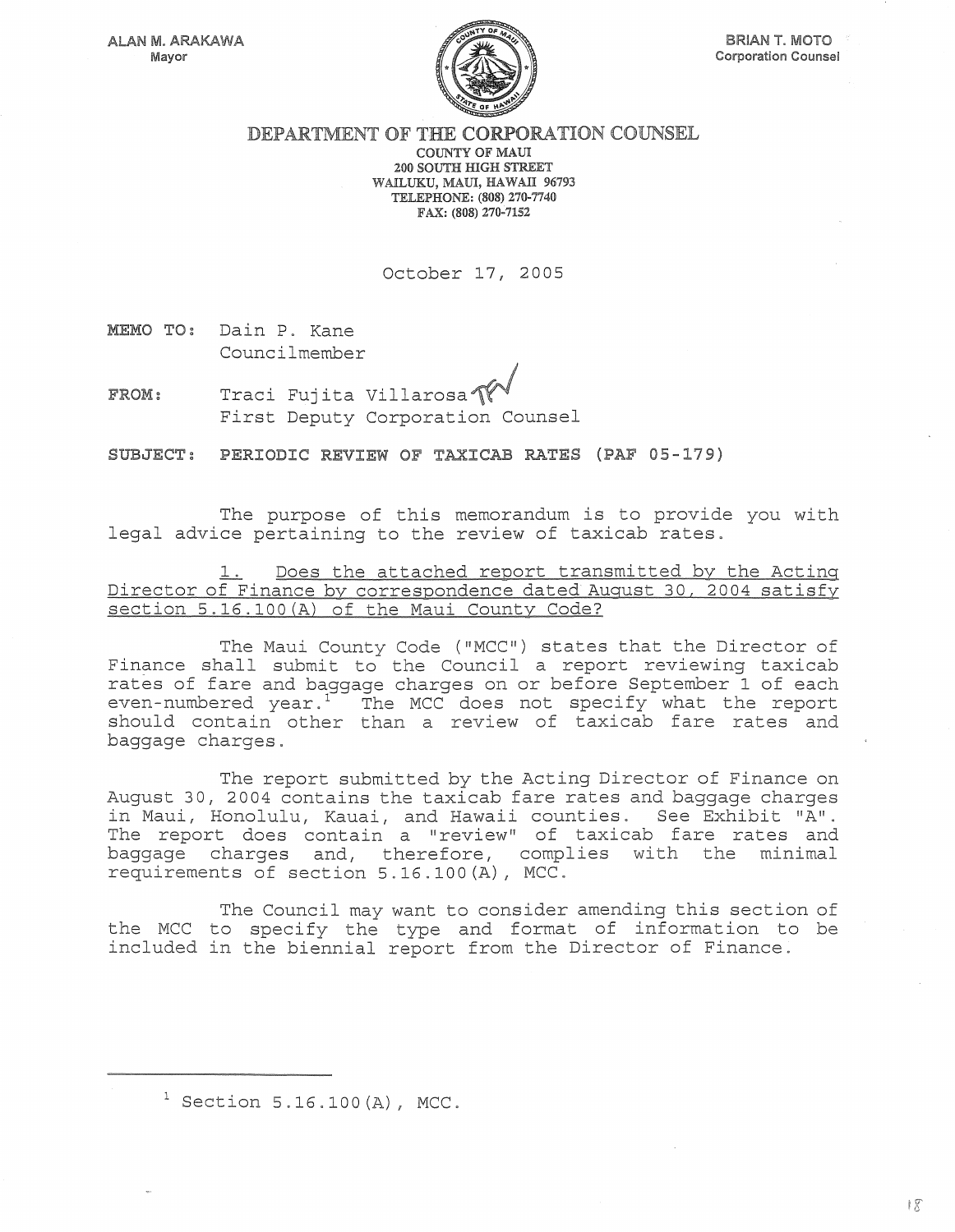ALAN M. ARAKAWA
Mayor

BRIAN T. MOTO
Corporation Counsel

# DEPARTMENT OF THE CORPORATION COUNSEL

COUNTY OF MAUI
200 SOUTH HIGH STREET
WAILUKU, MAUI, HAWAII 96793
TELEPHONE: (808) 270-7740
FAX: (808) 270-7152

October 17, 2005

**MEMO TO:** Dain P. Kane
Councilmember

**FROM:** Traci Fujita Villarosa
First Deputy Corporation Counsel

**SUBJECT: PERIODIC REVIEW OF TAXICAB RATES (PAF 05-179)**

The purpose of this memorandum is to provide you with legal advice pertaining to the review of taxicab rates.

1. Does the attached report transmitted by the Acting Director of Finance by correspondence dated August 30, 2004 satisfy section 5.16.100(A) of the Maui County Code?

The Maui County Code ("MCC") states that the Director of Finance shall submit to the Council a report reviewing taxicab rates of fare and baggage charges on or before September 1 of each even-numbered year.[1] The MCC does not specify what the report should contain other than a review of taxicab fare rates and baggage charges.

The report submitted by the Acting Director of Finance on August 30, 2004 contains the taxicab fare rates and baggage charges in Maui, Honolulu, Kauai, and Hawaii counties. See Exhibit "A". The report does contain a "review" of taxicab fare rates and baggage charges and, therefore, complies with the minimal requirements of section 5.16.100(A), MCC.

The Council may want to consider amending this section of the MCC to specify the type and format of information to be included in the biennial report from the Director of Finance.

[1] Section 5.16.100(A), MCC.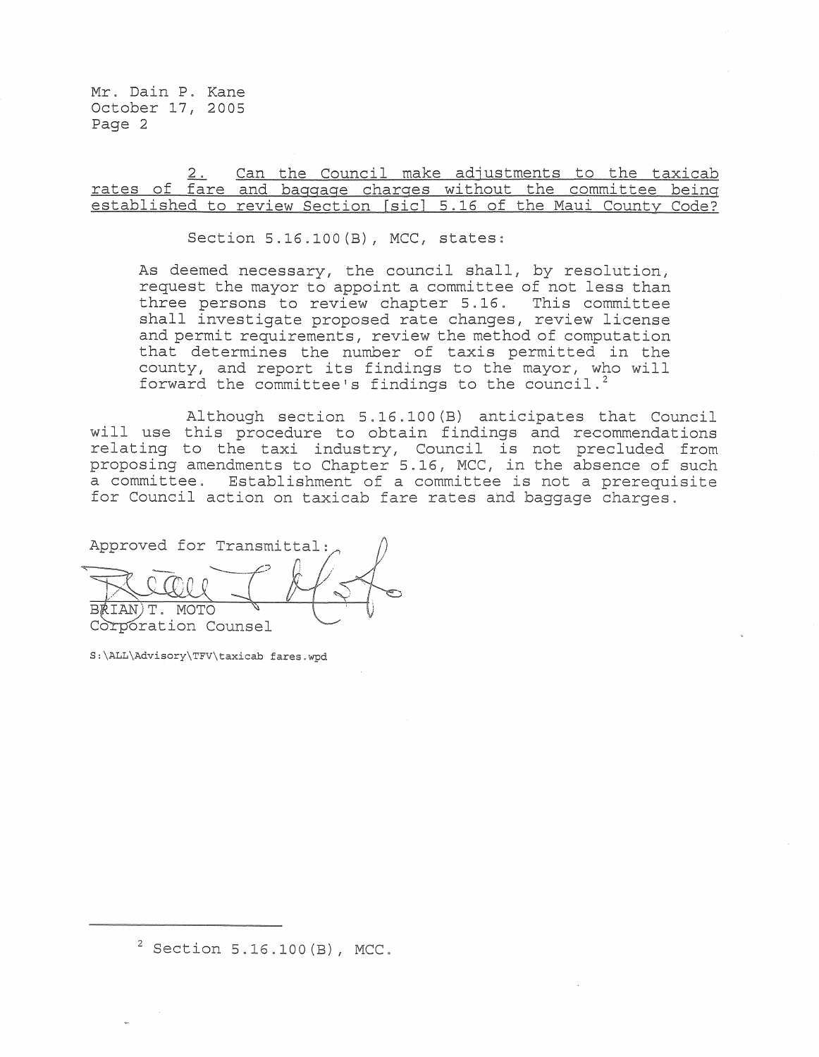Mr. Dain P. Kane
October 17, 2005
Page 2

2. Can the Council make adjustments to the taxicab rates of fare and baggage charges without the committee being established to review Section [sic] 5.16 of the Maui County Code?

Section 5.16.100(B), MCC, states:

> As deemed necessary, the council shall, by resolution, request the mayor to appoint a committee of not less than three persons to review chapter 5.16. This committee shall investigate proposed rate changes, review license and permit requirements, review the method of computation that determines the number of taxis permitted in the county, and report its findings to the mayor, who will forward the committee's findings to the council.[2]

Although section 5.16.100(B) anticipates that Council will use this procedure to obtain findings and recommendations relating to the taxi industry, Council is not precluded from proposing amendments to Chapter 5.16, MCC, in the absence of such a committee. Establishment of a committee is not a prerequisite for Council action on taxicab fare rates and baggage charges.

Approved for Transmittal:

BRIAN T. MOTO
Corporation Counsel

S:\ALL\Advisory\TFV\taxicab fares.wpd

---

[2] Section 5.16.100(B), MCC.